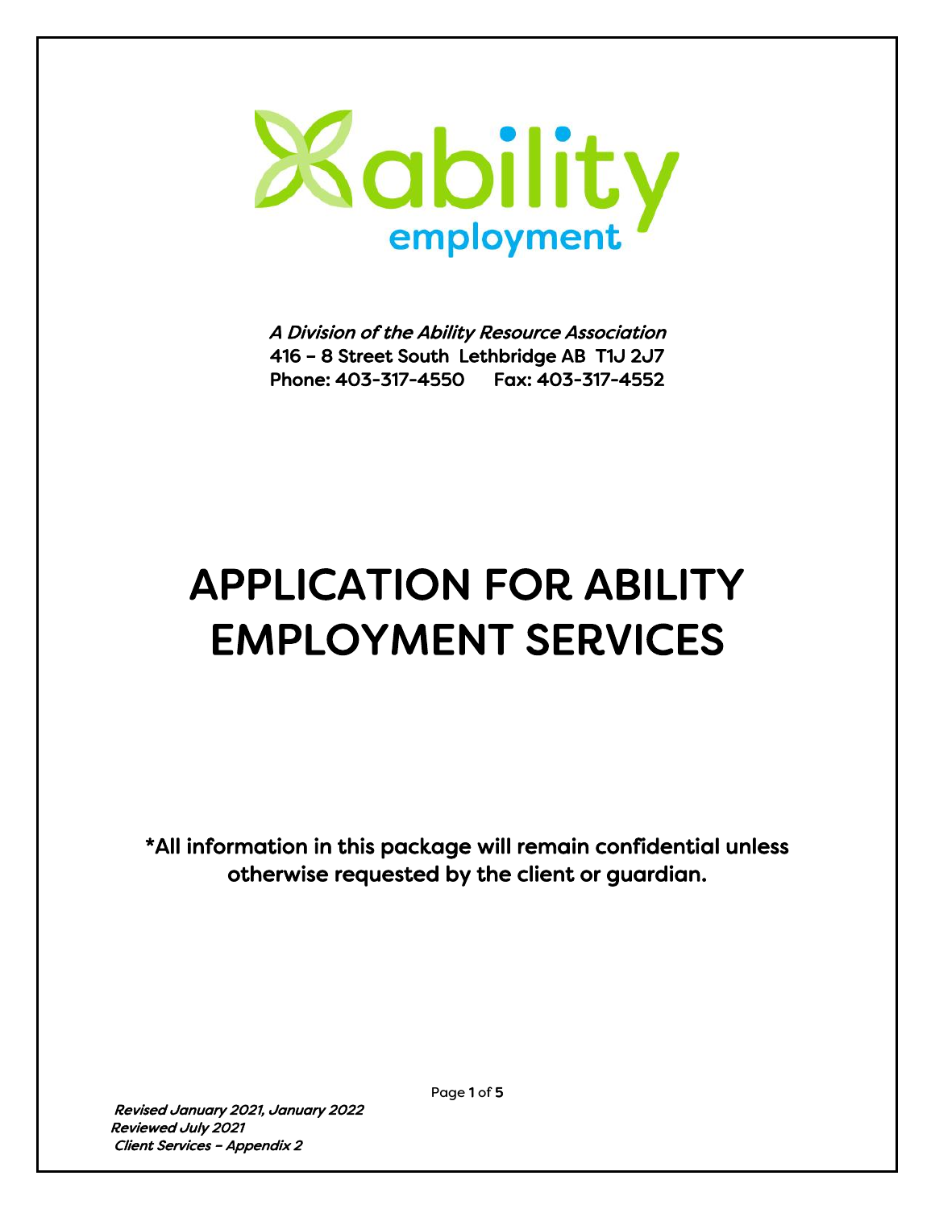ability employment

*A Division of the Ability Resource Association*
416 – 8 Street South Lethbridge AB T1J 2J7
Phone: 403-317-4550 Fax: 403-317-4552

# APPLICATION FOR ABILITY EMPLOYMENT SERVICES

*All information in this package will remain confidential unless otherwise requested by the client or guardian.

*Revised January 2021, January 2022*
*Reviewed July 2021*
*Client Services – Appendix 2*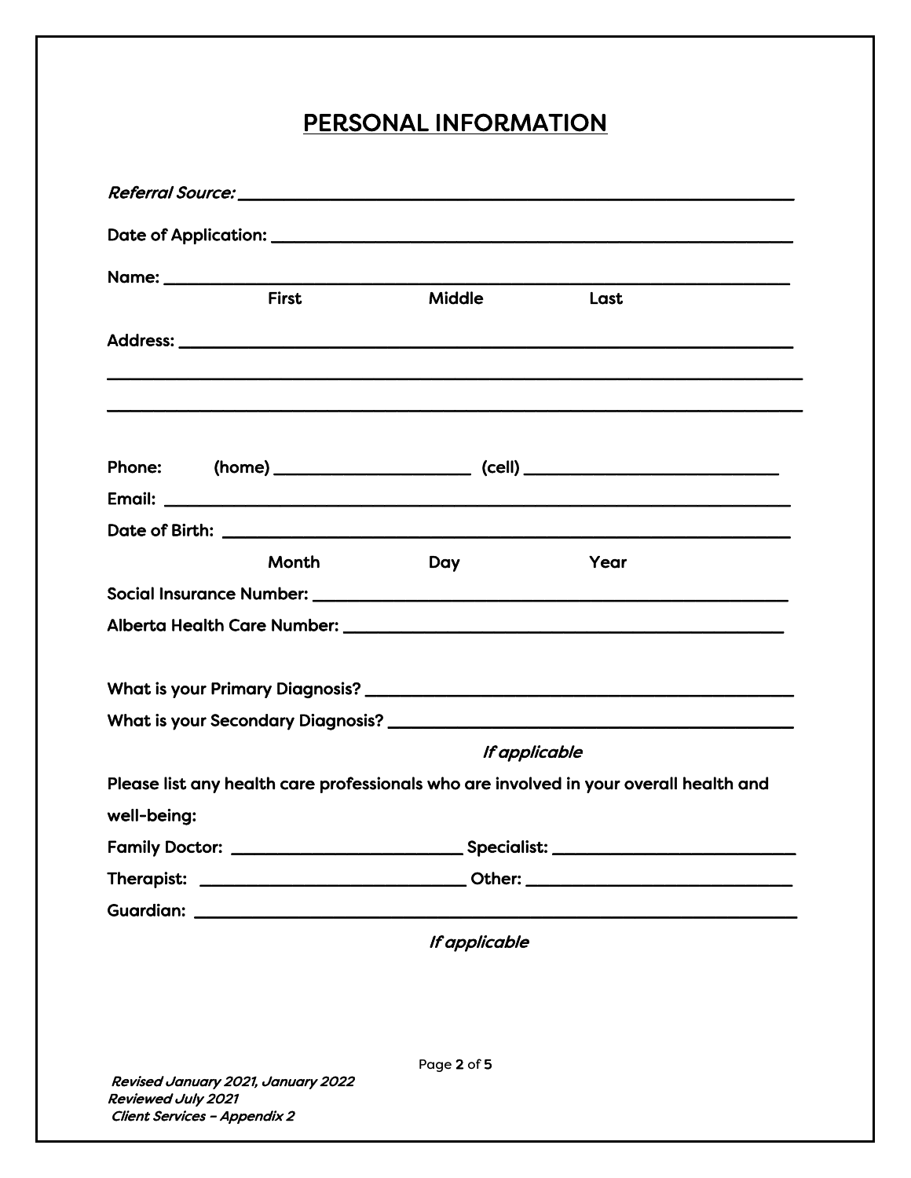# PERSONAL INFORMATION

*Referral Source:* ___________________________________________________________

Date of Application: ___________________________________________________________

Name: ___________________________________________________________

First Middle Last

Address: ___________________________________________________________

___________________________________________________________

___________________________________________________________

Phone: (home) ______________________ (cell) ______________________

Email: ___________________________________________________________

Date of Birth: ___________________________________________________________

Month Day Year

Social Insurance Number: ___________________________________________________________

Alberta Health Care Number: ___________________________________________________________

What is your Primary Diagnosis? ___________________________________________________________

What is your Secondary Diagnosis? ___________________________________________________________

*If applicable*

Please list any health care professionals who are involved in your overall health and well-being:

Family Doctor: ______________________ Specialist: ______________________

Therapist: ______________________ Other: ______________________

Guardian: ___________________________________________________________

*If applicable*

*Revised January 2021, January 2022*
*Reviewed July 2021*
*Client Services – Appendix 2*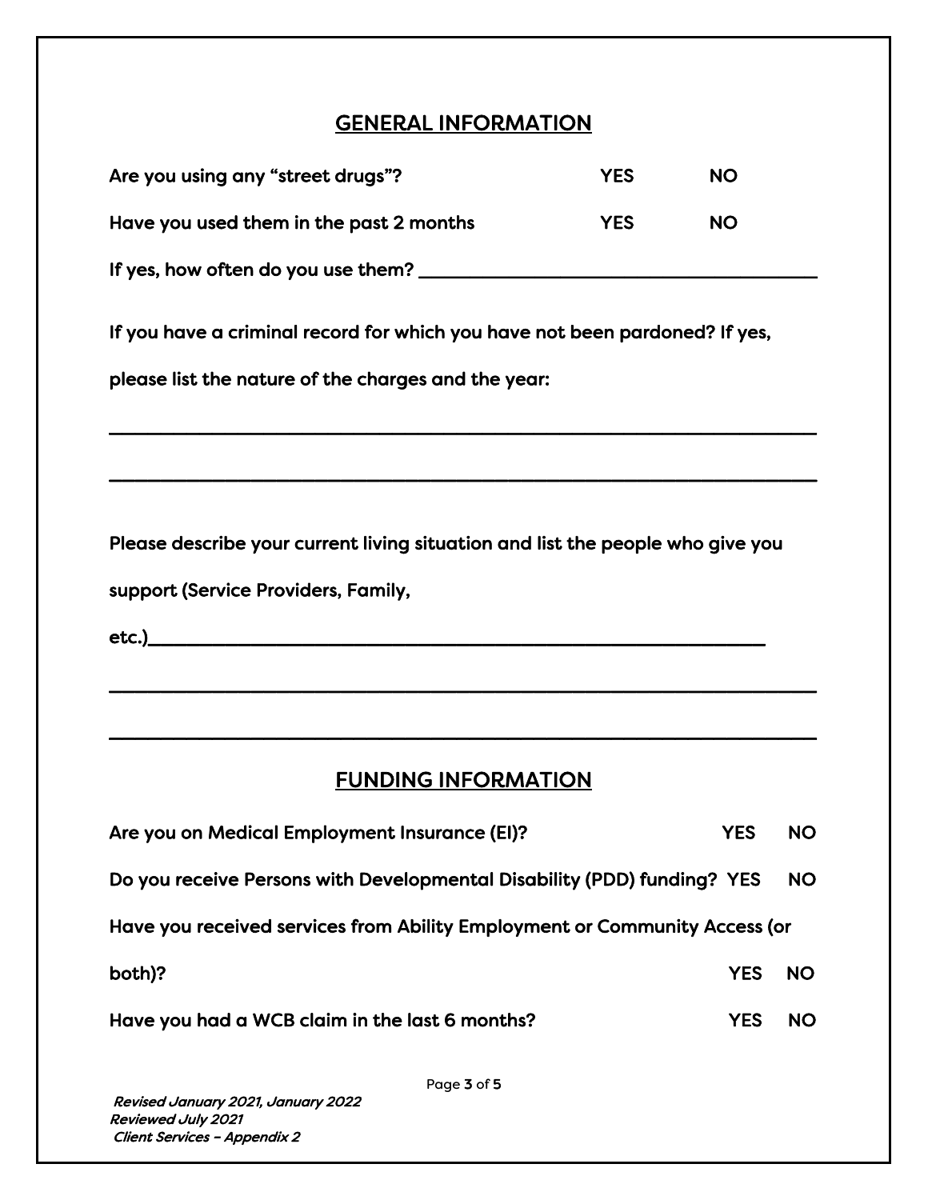## GENERAL INFORMATION

Are you using any "street drugs"? YES NO

Have you used them in the past 2 months YES NO

If yes, how often do you use them? ______________________________

If you have a criminal record for which you have not been pardoned? If yes, please list the nature of the charges and the year:

______________________________________________________________

______________________________________________________________

Please describe your current living situation and list the people who give you support (Service Providers, Family, etc.)______________________________________________

______________________________________________________________

______________________________________________________________

## FUNDING INFORMATION

Are you on Medical Employment Insurance (EI)? YES NO

Do you receive Persons with Developmental Disability (PDD) funding? YES NO

Have you received services from Ability Employment or Community Access (or both)? YES NO

Have you had a WCB claim in the last 6 months? YES NO

*Revised January 2021, January 2022*
*Reviewed July 2021*
*Client Services – Appendix 2*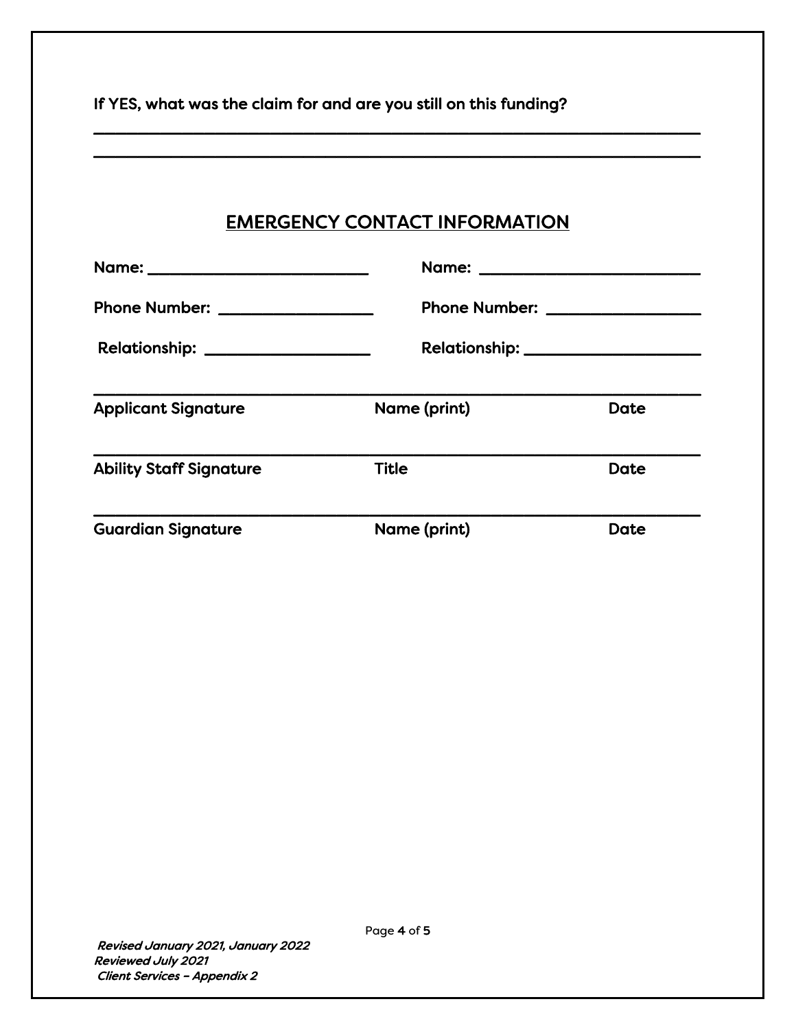If YES, what was the claim for and are you still on this funding?

\_\_\_\_\_\_\_\_\_\_\_\_\_\_\_\_\_\_\_\_\_\_\_\_\_\_\_\_\_\_\_\_\_\_\_\_\_\_\_\_\_\_\_\_\_\_\_\_\_\_\_\_\_\_\_\_\_\_\_\_\_\_\_\_\_\_\_\_

\_\_\_\_\_\_\_\_\_\_\_\_\_\_\_\_\_\_\_\_\_\_\_\_\_\_\_\_\_\_\_\_\_\_\_\_\_\_\_\_\_\_\_\_\_\_\_\_\_\_\_\_\_\_\_\_\_\_\_\_\_\_\_\_\_\_\_\_

## EMERGENCY CONTACT INFORMATION

Name: \_\_\_\_\_\_\_\_\_\_\_\_\_\_\_\_\_\_\_\_\_\_\_\_ Name: \_\_\_\_\_\_\_\_\_\_\_\_\_\_\_\_\_\_\_\_\_\_\_\_

Phone Number: \_\_\_\_\_\_\_\_\_\_\_\_\_\_\_\_ Phone Number: \_\_\_\_\_\_\_\_\_\_\_\_\_\_\_\_

Relationship: \_\_\_\_\_\_\_\_\_\_\_\_\_\_\_\_\_ Relationship: \_\_\_\_\_\_\_\_\_\_\_\_\_\_\_\_\_

\_\_\_\_\_\_\_\_\_\_\_\_\_\_\_\_\_\_\_\_\_\_\_\_\_\_\_\_\_\_\_\_\_\_\_\_\_\_\_\_\_\_\_\_\_\_\_\_\_\_\_\_\_\_\_\_\_\_\_\_\_\_\_\_\_\_\_\_

Applicant Signature Name (print) Date

\_\_\_\_\_\_\_\_\_\_\_\_\_\_\_\_\_\_\_\_\_\_\_\_\_\_\_\_\_\_\_\_\_\_\_\_\_\_\_\_\_\_\_\_\_\_\_\_\_\_\_\_\_\_\_\_\_\_\_\_\_\_\_\_\_\_\_\_

Ability Staff Signature Title Date

\_\_\_\_\_\_\_\_\_\_\_\_\_\_\_\_\_\_\_\_\_\_\_\_\_\_\_\_\_\_\_\_\_\_\_\_\_\_\_\_\_\_\_\_\_\_\_\_\_\_\_\_\_\_\_\_\_\_\_\_\_\_\_\_\_\_\_\_

Guardian Signature Name (print) Date

*Revised January 2021, January 2022*
*Reviewed July 2021*
*Client Services – Appendix 2*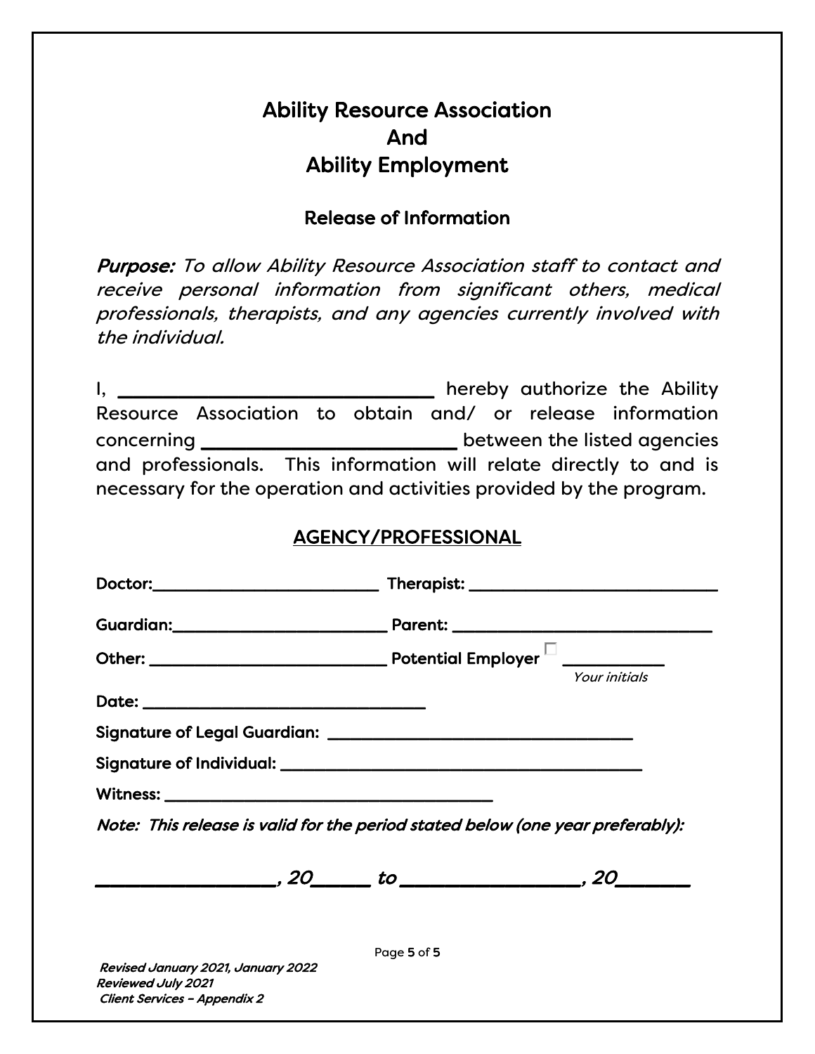# Ability Resource Association
# And
# Ability Employment

## Release of Information

***Purpose:*** *To allow Ability Resource Association staff to contact and receive personal information from significant others, medical professionals, therapists, and any agencies currently involved with the individual.*

I, ______________________________ hereby authorize the Ability Resource Association to obtain and/ or release information concerning ______________________ between the listed agencies and professionals. This information will relate directly to and is necessary for the operation and activities provided by the program.

## AGENCY/PROFESSIONAL

**Doctor:**________________________ **Therapist:** __________________________

**Guardian:**______________________ **Parent:** ____________________________

**Other:** _________________________ **Potential Employer** ☐ __________
*Your initials*

**Date:** ______________________________

**Signature of Legal Guardian:** _________________________________

**Signature of Individual:** _____________________________________

**Witness:** ___________________________________

***Note: This release is valid for the period stated below (one year preferably):***

***________________, 20_____ to ________________, 20______***

*Revised January 2021, January 2022*
*Reviewed July 2021*
*Client Services – Appendix 2*